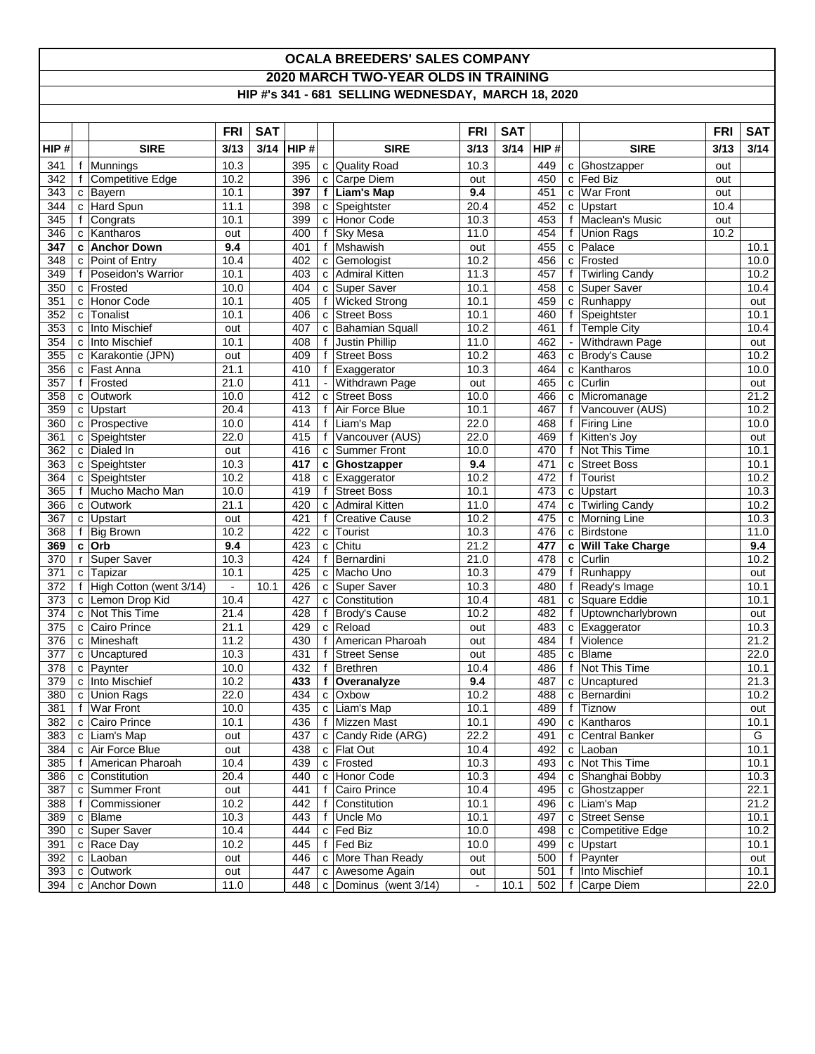# OCALA BREEDERS' SALES COMPANY

## 2020 MARCH TWO-YEAR OLDS IN TRAINING

### HIP #'s 341 - 681 SELLING WEDNESDAY, MARCH 18, 2020

| | | | FRI | SAT | | | | FRI | SAT | | | | FRI | SAT |
|---|---|---|---|---|---|---|---|---|---|---|---|---|---|---|
| HIP # | | SIRE | 3/13 | 3/14 | HIP # | | SIRE | 3/13 | 3/14 | HIP # | | SIRE | 3/13 | 3/14 |
| 341 | f | Munnings | 10.3 | | 395 | c | Quality Road | 10.3 | | 449 | c | Ghostzapper | out | |
| 342 | f | Competitive Edge | 10.2 | | 396 | c | Carpe Diem | out | | 450 | c | Fed Biz | out | |
| 343 | c | Bayern | 10.1 | | **397** | **f** | **Liam's Map** | **9.4** | | 451 | c | War Front | out | |
| 344 | c | Hard Spun | 11.1 | | 398 | c | Speightster | 20.4 | | 452 | c | Upstart | 10.4 | |
| 345 | f | Congrats | 10.1 | | 399 | c | Honor Code | 10.3 | | 453 | f | Maclean's Music | out | |
| 346 | c | Kantharos | out | | 400 | f | Sky Mesa | 11.0 | | 454 | f | Union Rags | 10.2 | |
| **347** | **c** | **Anchor Down** | **9.4** | | 401 | f | Mshawish | out | | 455 | c | Palace | | 10.1 |
| 348 | c | Point of Entry | 10.4 | | 402 | c | Gemologist | 10.2 | | 456 | c | Frosted | | 10.0 |
| 349 | f | Poseidon's Warrior | 10.1 | | 403 | c | Admiral Kitten | 11.3 | | 457 | f | Twirling Candy | | 10.2 |
| 350 | c | Frosted | 10.0 | | 404 | c | Super Saver | 10.1 | | 458 | c | Super Saver | | 10.4 |
| 351 | c | Honor Code | 10.1 | | 405 | f | Wicked Strong | 10.1 | | 459 | c | Runhappy | | out |
| 352 | c | Tonalist | 10.1 | | 406 | c | Street Boss | 10.1 | | 460 | f | Speightster | | 10.1 |
| 353 | c | Into Mischief | out | | 407 | c | Bahamian Squall | 10.2 | | 461 | f | Temple City | | 10.4 |
| 354 | c | Into Mischief | 10.1 | | 408 | f | Justin Phillip | 11.0 | | 462 | - | Withdrawn Page | | out |
| 355 | c | Karakontie (JPN) | out | | 409 | f | Street Boss | 10.2 | | 463 | c | Brody's Cause | | 10.2 |
| 356 | c | Fast Anna | 21.1 | | 410 | f | Exaggerator | 10.3 | | 464 | c | Kantharos | | 10.0 |
| 357 | f | Frosted | 21.0 | | 411 | - | Withdrawn Page | out | | 465 | c | Curlin | | out |
| 358 | c | Outwork | 10.0 | | 412 | c | Street Boss | 10.0 | | 466 | c | Micromanage | | 21.2 |
| 359 | c | Upstart | 20.4 | | 413 | f | Air Force Blue | 10.1 | | 467 | f | Vancouver (AUS) | | 10.2 |
| 360 | c | Prospective | 10.0 | | 414 | f | Liam's Map | 22.0 | | 468 | f | Firing Line | | 10.0 |
| 361 | c | Speightster | 22.0 | | 415 | f | Vancouver (AUS) | 22.0 | | 469 | f | Kitten's Joy | | out |
| 362 | c | Dialed In | out | | 416 | c | Summer Front | 10.0 | | 470 | f | Not This Time | | 10.1 |
| 363 | c | Speightster | 10.3 | | **417** | **c** | **Ghostzapper** | **9.4** | | 471 | c | Street Boss | | 10.1 |
| 364 | c | Speightster | 10.2 | | 418 | c | Exaggerator | 10.2 | | 472 | f | Tourist | | 10.2 |
| 365 | f | Mucho Macho Man | 10.0 | | 419 | f | Street Boss | 10.1 | | 473 | c | Upstart | | 10.3 |
| 366 | c | Outwork | 21.1 | | 420 | c | Admiral Kitten | 11.0 | | 474 | c | Twirling Candy | | 10.2 |
| 367 | c | Upstart | out | | 421 | f | Creative Cause | 10.2 | | 475 | c | Morning Line | | 10.3 |
| 368 | f | Big Brown | 10.2 | | 422 | c | Tourist | 10.3 | | 476 | c | Birdstone | | 11.0 |
| **369** | **c** | **Orb** | **9.4** | | 423 | c | Chitu | 21.2 | | **477** | **c** | **Will Take Charge** | | **9.4** |
| 370 | r | Super Saver | 10.3 | | 424 | f | Bernardini | 21.0 | | 478 | c | Curlin | | 10.2 |
| 371 | c | Tapizar | 10.1 | | 425 | c | Macho Uno | 10.3 | | 479 | f | Runhappy | | out |
| 372 | f | High Cotton (went 3/14) | - | 10.1 | 426 | c | Super Saver | 10.3 | | 480 | f | Ready's Image | | 10.1 |
| 373 | c | Lemon Drop Kid | 10.4 | | 427 | c | Constitution | 10.4 | | 481 | c | Square Eddie | | 10.1 |
| 374 | c | Not This Time | 21.4 | | 428 | f | Brody's Cause | 10.2 | | 482 | f | Uptowncharlybrown | | out |
| 375 | c | Cairo Prince | 21.1 | | 429 | c | Reload | out | | 483 | c | Exaggerator | | 10.3 |
| 376 | c | Mineshaft | 11.2 | | 430 | f | American Pharoah | out | | 484 | f | Violence | | 21.2 |
| 377 | c | Uncaptured | 10.3 | | 431 | f | Street Sense | out | | 485 | c | Blame | | 22.0 |
| 378 | c | Paynter | 10.0 | | 432 | f | Brethren | 10.4 | | 486 | f | Not This Time | | 10.1 |
| 379 | c | Into Mischief | 10.2 | | **433** | **f** | **Overanalyze** | **9.4** | | 487 | c | Uncaptured | | 21.3 |
| 380 | c | Union Rags | 22.0 | | 434 | c | Oxbow | 10.2 | | 488 | c | Bernardini | | 10.2 |
| 381 | f | War Front | 10.0 | | 435 | c | Liam's Map | 10.1 | | 489 | f | Tiznow | | out |
| 382 | c | Cairo Prince | 10.1 | | 436 | f | Mizzen Mast | 10.1 | | 490 | c | Kantharos | | 10.1 |
| 383 | c | Liam's Map | out | | 437 | c | Candy Ride (ARG) | 22.2 | | 491 | c | Central Banker | | G |
| 384 | c | Air Force Blue | out | | 438 | c | Flat Out | 10.4 | | 492 | c | Laoban | | 10.1 |
| 385 | f | American Pharoah | 10.4 | | 439 | c | Frosted | 10.3 | | 493 | c | Not This Time | | 10.1 |
| 386 | c | Constitution | 20.4 | | 440 | c | Honor Code | 10.3 | | 494 | c | Shanghai Bobby | | 10.3 |
| 387 | c | Summer Front | out | | 441 | f | Cairo Prince | 10.4 | | 495 | c | Ghostzapper | | 22.1 |
| 388 | f | Commissioner | 10.2 | | 442 | f | Constitution | 10.1 | | 496 | c | Liam's Map | | 21.2 |
| 389 | c | Blame | 10.3 | | 443 | f | Uncle Mo | 10.1 | | 497 | c | Street Sense | | 10.1 |
| 390 | c | Super Saver | 10.4 | | 444 | c | Fed Biz | 10.0 | | 498 | c | Competitive Edge | | 10.2 |
| 391 | c | Race Day | 10.2 | | 445 | f | Fed Biz | 10.0 | | 499 | c | Upstart | | 10.1 |
| 392 | c | Laoban | out | | 446 | c | More Than Ready | out | | 500 | f | Paynter | | out |
| 393 | c | Outwork | out | | 447 | c | Awesome Again | out | | 501 | f | Into Mischief | | 10.1 |
| 394 | c | Anchor Down | 11.0 | | 448 | c | Dominus (went 3/14) | - | 10.1 | 502 | f | Carpe Diem | | 22.0 |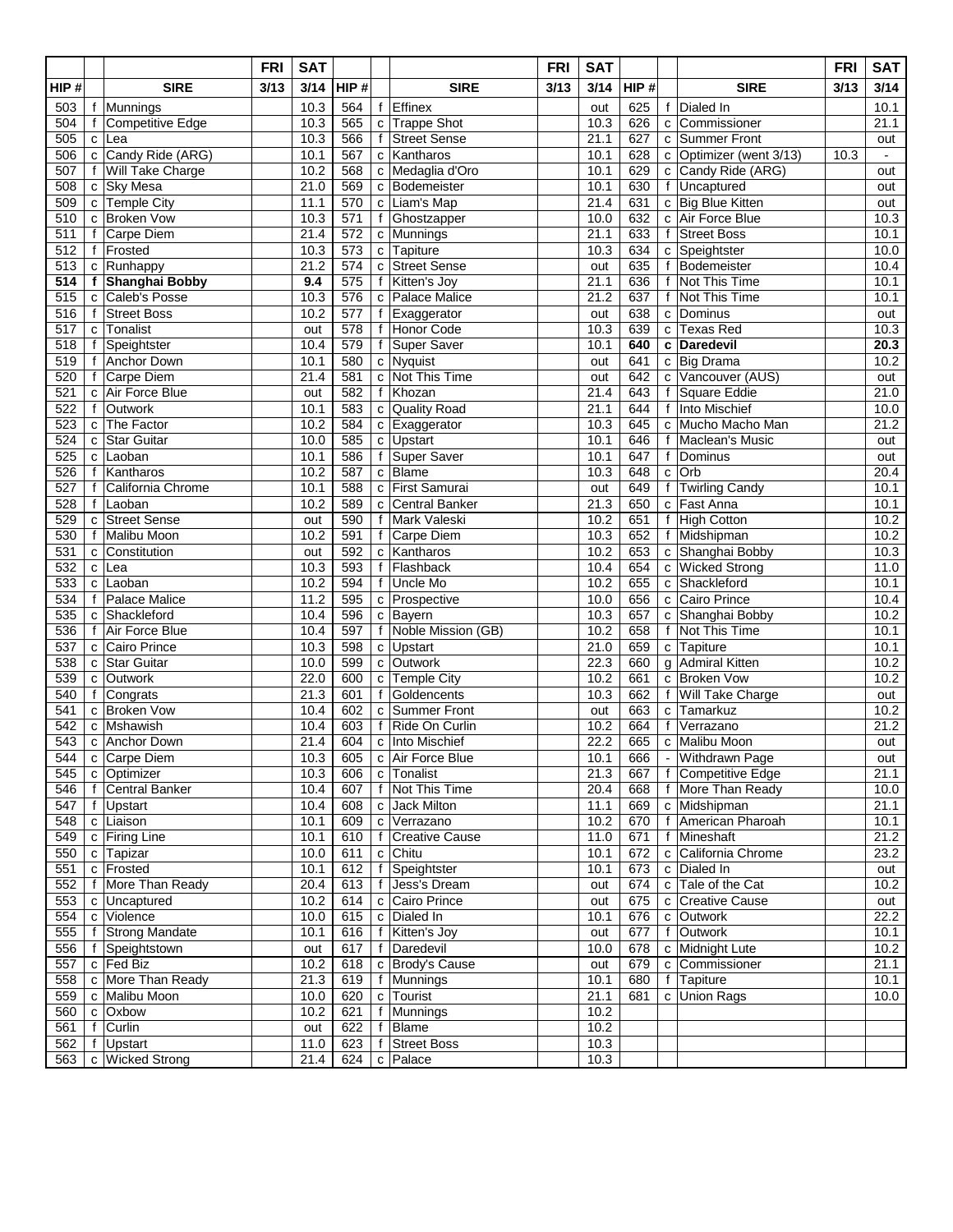| | | | FRI | SAT | | | | FRI | SAT | | | | FRI | SAT |
|---|---|---|---|---|---|---|---|---|---|---|---|---|---|---|
| HIP # | | SIRE | 3/13 | 3/14 | HIP # | | SIRE | 3/13 | 3/14 | HIP # | | SIRE | 3/13 | 3/14 |
| 503 | f | Munnings | | 10.3 | 564 | f | Effinex | | out | 625 | f | Dialed In | | 10.1 |
| 504 | f | Competitive Edge | | 10.3 | 565 | c | Trappe Shot | | 10.3 | 626 | c | Commissioner | | 21.1 |
| 505 | c | Lea | | 10.3 | 566 | f | Street Sense | | 21.1 | 627 | c | Summer Front | | out |
| 506 | c | Candy Ride (ARG) | | 10.1 | 567 | c | Kantharos | | 10.1 | 628 | c | Optimizer (went 3/13) | 10.3 | - |
| 507 | f | Will Take Charge | | 10.2 | 568 | c | Medaglia d'Oro | | 10.1 | 629 | c | Candy Ride (ARG) | | out |
| 508 | c | Sky Mesa | | 21.0 | 569 | c | Bodemeister | | 10.1 | 630 | f | Uncaptured | | out |
| 509 | c | Temple City | | 11.1 | 570 | c | Liam's Map | | 21.4 | 631 | c | Big Blue Kitten | | out |
| 510 | c | Broken Vow | | 10.3 | 571 | f | Ghostzapper | | 10.0 | 632 | c | Air Force Blue | | 10.3 |
| 511 | f | Carpe Diem | | 21.4 | 572 | c | Munnings | | 21.1 | 633 | f | Street Boss | | 10.1 |
| 512 | f | Frosted | | 10.3 | 573 | c | Tapiture | | 10.3 | 634 | c | Speightster | | 10.0 |
| 513 | c | Runhappy | | 21.2 | 574 | c | Street Sense | | out | 635 | f | Bodemeister | | 10.4 |
| **514** | **f** | **Shanghai Bobby** | | **9.4** | 575 | f | Kitten's Joy | | 21.1 | 636 | f | Not This Time | | 10.1 |
| 515 | c | Caleb's Posse | | 10.3 | 576 | c | Palace Malice | | 21.2 | 637 | f | Not This Time | | 10.1 |
| 516 | f | Street Boss | | 10.2 | 577 | f | Exaggerator | | out | 638 | c | Dominus | | out |
| 517 | c | Tonalist | | out | 578 | f | Honor Code | | 10.3 | 639 | c | Texas Red | | 10.3 |
| 518 | f | Speightster | | 10.4 | 579 | f | Super Saver | | 10.1 | **640** | **c** | **Daredevil** | | **20.3** |
| 519 | f | Anchor Down | | 10.1 | 580 | c | Nyquist | | out | 641 | c | Big Drama | | 10.2 |
| 520 | f | Carpe Diem | | 21.4 | 581 | c | Not This Time | | out | 642 | c | Vancouver (AUS) | | out |
| 521 | c | Air Force Blue | | out | 582 | f | Khozan | | 21.4 | 643 | f | Square Eddie | | 21.0 |
| 522 | f | Outwork | | 10.1 | 583 | c | Quality Road | | 21.1 | 644 | f | Into Mischief | | 10.0 |
| 523 | c | The Factor | | 10.2 | 584 | c | Exaggerator | | 10.3 | 645 | c | Mucho Macho Man | | 21.2 |
| 524 | c | Star Guitar | | 10.0 | 585 | c | Upstart | | 10.1 | 646 | f | Maclean's Music | | out |
| 525 | c | Laoban | | 10.1 | 586 | f | Super Saver | | 10.1 | 647 | f | Dominus | | out |
| 526 | f | Kantharos | | 10.2 | 587 | c | Blame | | 10.3 | 648 | c | Orb | | 20.4 |
| 527 | f | California Chrome | | 10.1 | 588 | c | First Samurai | | out | 649 | f | Twirling Candy | | 10.1 |
| 528 | f | Laoban | | 10.2 | 589 | c | Central Banker | | 21.3 | 650 | c | Fast Anna | | 10.1 |
| 529 | c | Street Sense | | out | 590 | f | Mark Valeski | | 10.2 | 651 | f | High Cotton | | 10.2 |
| 530 | f | Malibu Moon | | 10.2 | 591 | f | Carpe Diem | | 10.3 | 652 | f | Midshipman | | 10.2 |
| 531 | c | Constitution | | out | 592 | c | Kantharos | | 10.2 | 653 | c | Shanghai Bobby | | 10.3 |
| 532 | c | Lea | | 10.3 | 593 | f | Flashback | | 10.4 | 654 | c | Wicked Strong | | 11.0 |
| 533 | c | Laoban | | 10.2 | 594 | f | Uncle Mo | | 10.2 | 655 | c | Shackleford | | 10.1 |
| 534 | f | Palace Malice | | 11.2 | 595 | c | Prospective | | 10.0 | 656 | c | Cairo Prince | | 10.4 |
| 535 | c | Shackleford | | 10.4 | 596 | c | Bayern | | 10.3 | 657 | c | Shanghai Bobby | | 10.2 |
| 536 | f | Air Force Blue | | 10.4 | 597 | f | Noble Mission (GB) | | 10.2 | 658 | f | Not This Time | | 10.1 |
| 537 | c | Cairo Prince | | 10.3 | 598 | c | Upstart | | 21.0 | 659 | c | Tapiture | | 10.1 |
| 538 | c | Star Guitar | | 10.0 | 599 | c | Outwork | | 22.3 | 660 | g | Admiral Kitten | | 10.2 |
| 539 | c | Outwork | | 22.0 | 600 | c | Temple City | | 10.2 | 661 | c | Broken Vow | | 10.2 |
| 540 | f | Congrats | | 21.3 | 601 | f | Goldencents | | 10.3 | 662 | f | Will Take Charge | | out |
| 541 | c | Broken Vow | | 10.4 | 602 | c | Summer Front | | out | 663 | c | Tamarkuz | | 10.2 |
| 542 | c | Mshawish | | 10.4 | 603 | f | Ride On Curlin | | 10.2 | 664 | f | Verrazano | | 21.2 |
| 543 | c | Anchor Down | | 21.4 | 604 | c | Into Mischief | | 22.2 | 665 | c | Malibu Moon | | out |
| 544 | c | Carpe Diem | | 10.3 | 605 | c | Air Force Blue | | 10.1 | 666 | - | Withdrawn Page | | out |
| 545 | c | Optimizer | | 10.3 | 606 | c | Tonalist | | 21.3 | 667 | f | Competitive Edge | | 21.1 |
| 546 | f | Central Banker | | 10.4 | 607 | f | Not This Time | | 20.4 | 668 | f | More Than Ready | | 10.0 |
| 547 | f | Upstart | | 10.4 | 608 | c | Jack Milton | | 11.1 | 669 | c | Midshipman | | 21.1 |
| 548 | c | Liaison | | 10.1 | 609 | c | Verrazano | | 10.2 | 670 | f | American Pharoah | | 10.1 |
| 549 | c | Firing Line | | 10.1 | 610 | f | Creative Cause | | 11.0 | 671 | f | Mineshaft | | 21.2 |
| 550 | c | Tapizar | | 10.0 | 611 | c | Chitu | | 10.1 | 672 | c | California Chrome | | 23.2 |
| 551 | c | Frosted | | 10.1 | 612 | f | Speightster | | 10.1 | 673 | c | Dialed In | | out |
| 552 | f | More Than Ready | | 20.4 | 613 | f | Jess's Dream | | out | 674 | c | Tale of the Cat | | 10.2 |
| 553 | c | Uncaptured | | 10.2 | 614 | c | Cairo Prince | | out | 675 | c | Creative Cause | | out |
| 554 | c | Violence | | 10.0 | 615 | c | Dialed In | | 10.1 | 676 | c | Outwork | | 22.2 |
| 555 | f | Strong Mandate | | 10.1 | 616 | f | Kitten's Joy | | out | 677 | f | Outwork | | 10.1 |
| 556 | f | Speightstown | | out | 617 | f | Daredevil | | 10.0 | 678 | c | Midnight Lute | | 10.2 |
| 557 | c | Fed Biz | | 10.2 | 618 | c | Brody's Cause | | out | 679 | c | Commissioner | | 21.1 |
| 558 | c | More Than Ready | | 21.3 | 619 | f | Munnings | | 10.1 | 680 | f | Tapiture | | 10.1 |
| 559 | c | Malibu Moon | | 10.0 | 620 | c | Tourist | | 21.1 | 681 | c | Union Rags | | 10.0 |
| 560 | c | Oxbow | | 10.2 | 621 | f | Munnings | | 10.2 | | | | | |
| 561 | f | Curlin | | out | 622 | f | Blame | | 10.2 | | | | | |
| 562 | f | Upstart | | 11.0 | 623 | f | Street Boss | | 10.3 | | | | | |
| 563 | c | Wicked Strong | | 21.4 | 624 | c | Palace | | 10.3 | | | | | |